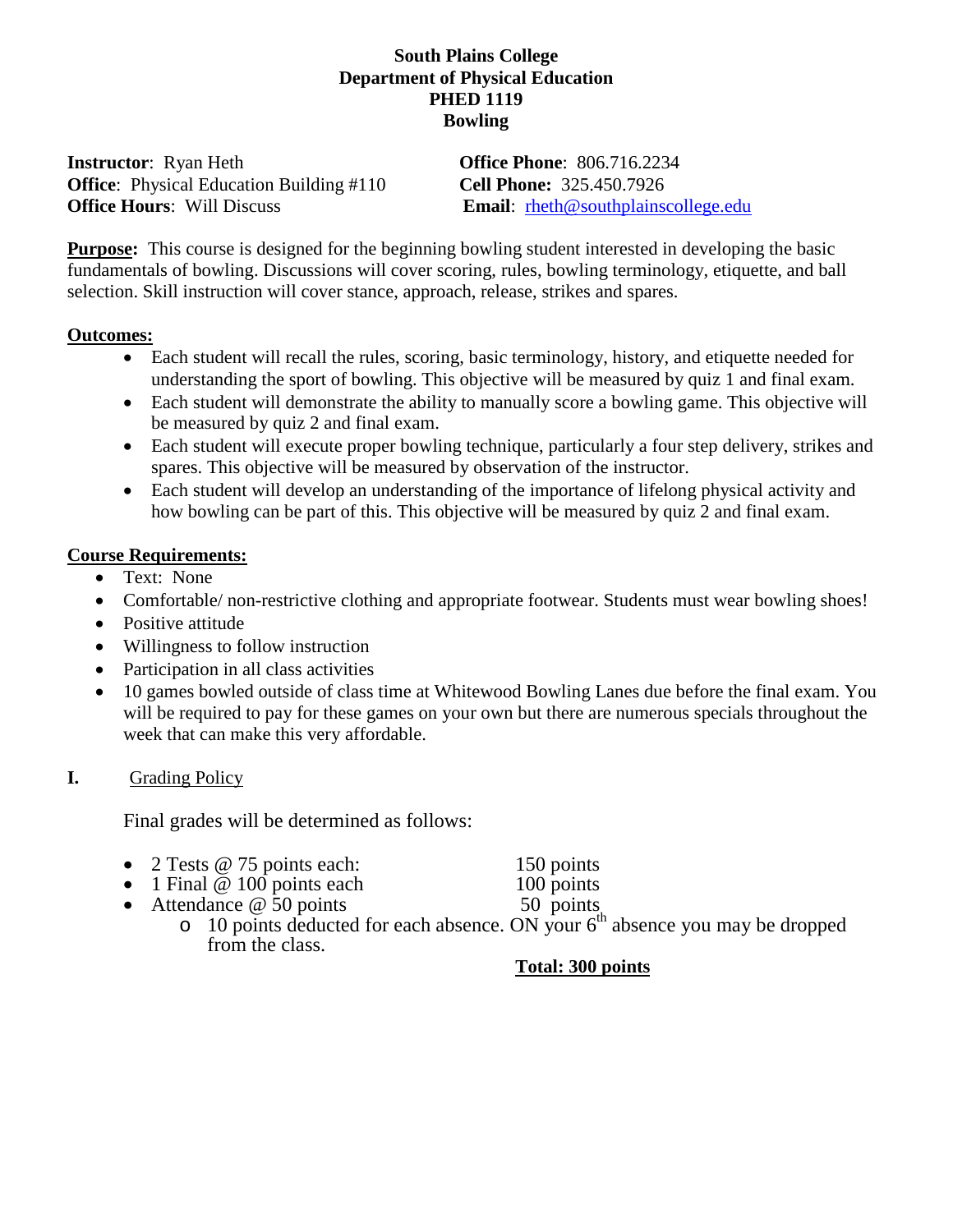# South Plains College
## Department of Physical Education
## PHED 1119
## Bowling

**Instructor**: Ryan Heth
**Office**: Physical Education Building #110
**Office Hours**: Will Discuss

**Office Phone**: 806.716.2234
**Cell Phone:** 325.450.7926
**Email**: rheth@southplainscollege.edu

**Purpose:** This course is designed for the beginning bowling student interested in developing the basic fundamentals of bowling. Discussions will cover scoring, rules, bowling terminology, etiquette, and ball selection. Skill instruction will cover stance, approach, release, strikes and spares.

**Outcomes:**

- Each student will recall the rules, scoring, basic terminology, history, and etiquette needed for understanding the sport of bowling. This objective will be measured by quiz 1 and final exam.
- Each student will demonstrate the ability to manually score a bowling game. This objective will be measured by quiz 2 and final exam.
- Each student will execute proper bowling technique, particularly a four step delivery, strikes and spares. This objective will be measured by observation of the instructor.
- Each student will develop an understanding of the importance of lifelong physical activity and how bowling can be part of this. This objective will be measured by quiz 2 and final exam.

**Course Requirements:**

- Text: None
- Comfortable/ non-restrictive clothing and appropriate footwear. Students must wear bowling shoes!
- Positive attitude
- Willingness to follow instruction
- Participation in all class activities
- 10 games bowled outside of class time at Whitewood Bowling Lanes due before the final exam. You will be required to pay for these games on your own but there are numerous specials throughout the week that can make this very affordable.

**I.** Grading Policy

Final grades will be determined as follows:

- 2 Tests @ 75 points each: 150 points
- 1 Final @ 100 points each 100 points
- Attendance @ 50 points 50 points
    - 10 points deducted for each absence. ON your 6th absence you may be dropped from the class.

**Total: 300 points**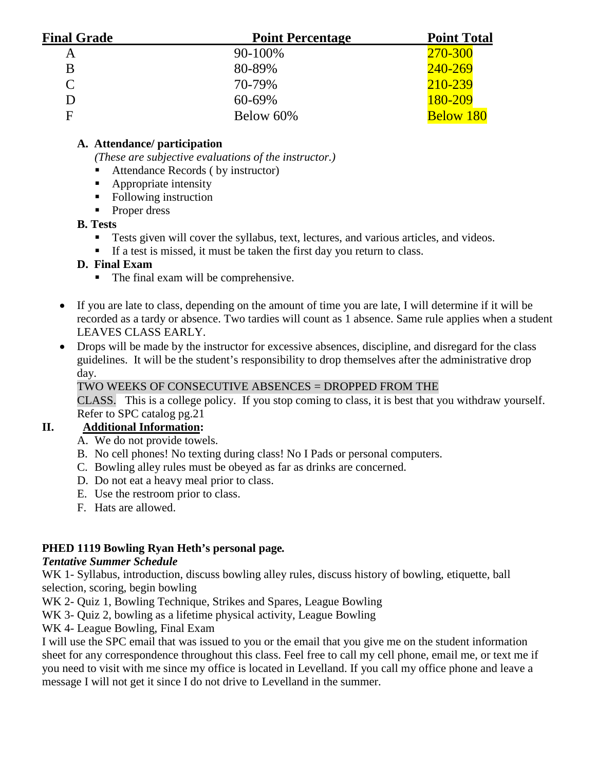| Final Grade | Point Percentage | Point Total |
|---|---|---|
| A | 90-100% | 270-300 |
| B | 80-89% | 240-269 |
| C | 70-79% | 210-239 |
| D | 60-69% | 180-209 |
| F | Below 60% | Below 180 |

**A. Attendance/ participation**

*(These are subjective evaluations of the instructor.)*

- Attendance Records ( by instructor)
- Appropriate intensity
- Following instruction
- Proper dress

**B. Tests**

- Tests given will cover the syllabus, text, lectures, and various articles, and videos.
- If a test is missed, it must be taken the first day you return to class.

**D. Final Exam**

- The final exam will be comprehensive.

- If you are late to class, depending on the amount of time you are late, I will determine if it will be recorded as a tardy or absence. Two tardies will count as 1 absence. Same rule applies when a student LEAVES CLASS EARLY.
- Drops will be made by the instructor for excessive absences, discipline, and disregard for the class guidelines. It will be the student's responsibility to drop themselves after the administrative drop day.

  TWO WEEKS OF CONSECUTIVE ABSENCES = DROPPED FROM THE CLASS. This is a college policy. If you stop coming to class, it is best that you withdraw yourself. Refer to SPC catalog pg.21

## II. Additional Information:

A. We do not provide towels.
B. No cell phones! No texting during class! No I Pads or personal computers.
C. Bowling alley rules must be obeyed as far as drinks are concerned.
D. Do not eat a heavy meal prior to class.
E. Use the restroom prior to class.
F. Hats are allowed.

**PHED 1119 Bowling Ryan Heth's personal page.**

***Tentative Summer Schedule***

WK 1- Syllabus, introduction, discuss bowling alley rules, discuss history of bowling, etiquette, ball selection, scoring, begin bowling
WK 2- Quiz 1, Bowling Technique, Strikes and Spares, League Bowling
WK 3- Quiz 2, bowling as a lifetime physical activity, League Bowling
WK 4- League Bowling, Final Exam

I will use the SPC email that was issued to you or the email that you give me on the student information sheet for any correspondence throughout this class. Feel free to call my cell phone, email me, or text me if you need to visit with me since my office is located in Levelland. If you call my office phone and leave a message I will not get it since I do not drive to Levelland in the summer.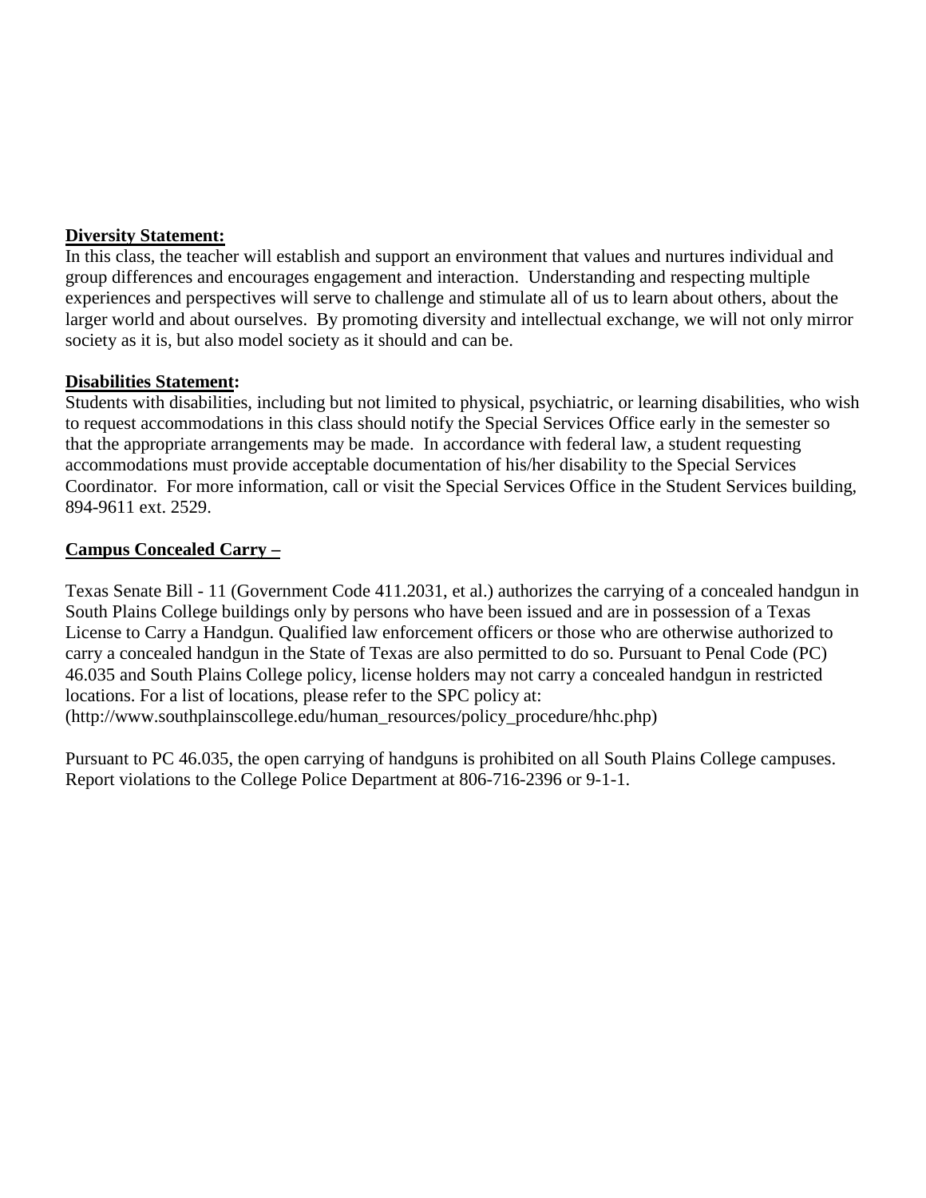**Diversity Statement:**

In this class, the teacher will establish and support an environment that values and nurtures individual and group differences and encourages engagement and interaction. Understanding and respecting multiple experiences and perspectives will serve to challenge and stimulate all of us to learn about others, about the larger world and about ourselves. By promoting diversity and intellectual exchange, we will not only mirror society as it is, but also model society as it should and can be.

**Disabilities Statement:**

Students with disabilities, including but not limited to physical, psychiatric, or learning disabilities, who wish to request accommodations in this class should notify the Special Services Office early in the semester so that the appropriate arrangements may be made. In accordance with federal law, a student requesting accommodations must provide acceptable documentation of his/her disability to the Special Services Coordinator. For more information, call or visit the Special Services Office in the Student Services building, 894-9611 ext. 2529.

**Campus Concealed Carry –**

Texas Senate Bill - 11 (Government Code 411.2031, et al.) authorizes the carrying of a concealed handgun in South Plains College buildings only by persons who have been issued and are in possession of a Texas License to Carry a Handgun. Qualified law enforcement officers or those who are otherwise authorized to carry a concealed handgun in the State of Texas are also permitted to do so. Pursuant to Penal Code (PC) 46.035 and South Plains College policy, license holders may not carry a concealed handgun in restricted locations. For a list of locations, please refer to the SPC policy at: (http://www.southplainscollege.edu/human_resources/policy_procedure/hhc.php)

Pursuant to PC 46.035, the open carrying of handguns is prohibited on all South Plains College campuses. Report violations to the College Police Department at 806-716-2396 or 9-1-1.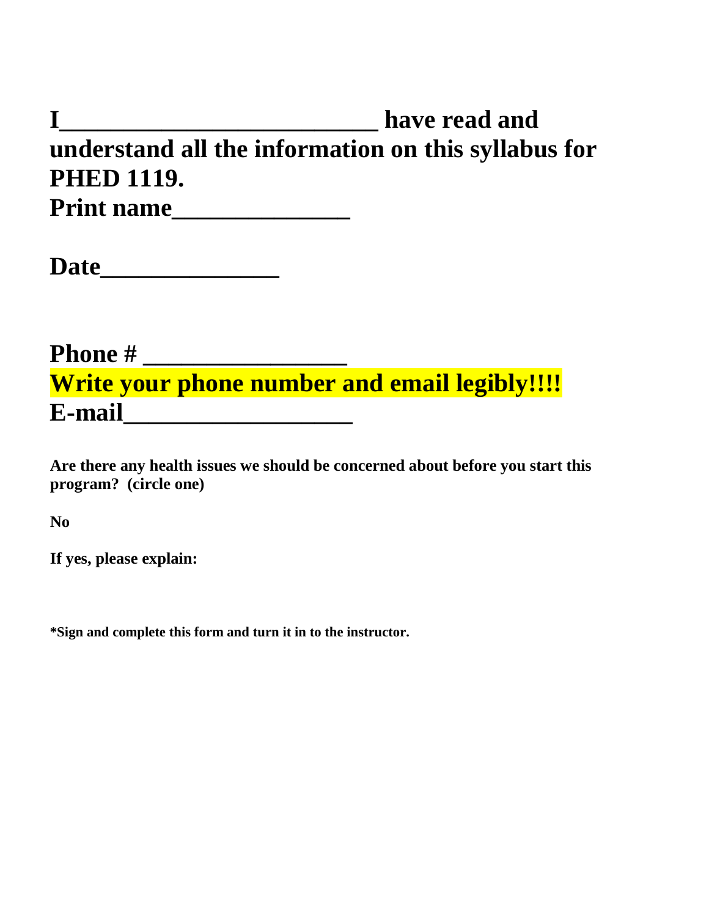**I_________________________ have read and understand all the information on this syllabus for PHED 1119.**

**Print name______________**

**Date______________**

**Phone # ________________**

**Write your phone number and email legibly!!!!**

**E-mail__________________**

**Are there any health issues we should be concerned about before you start this program? (circle one)**

**No**

**If yes, please explain:**

***Sign and complete this form and turn it in to the instructor.**